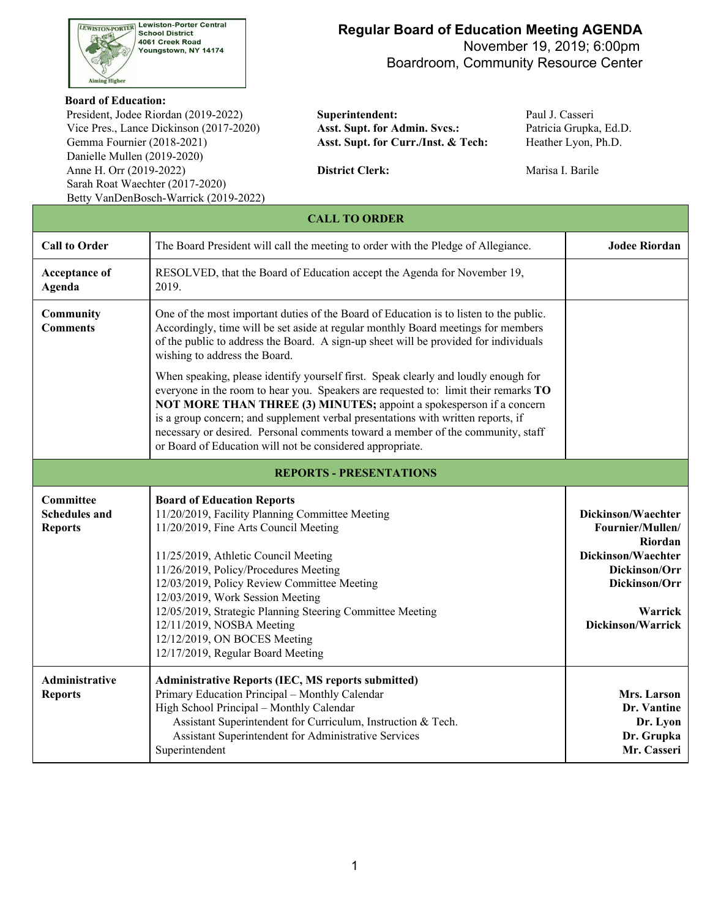Lewiston-Porter Central School District
4061 Creek Road
Youngstown, NY 14174

# Regular Board of Education Meeting AGENDA

November 19, 2019; 6:00pm
Boardroom, Community Resource Center

**Board of Education:**
President, Jodee Riordan (2019-2022)
Vice Pres., Lance Dickinson (2017-2020)
Gemma Fournier (2018-2021)
Danielle Mullen (2019-2020)
Anne H. Orr (2019-2022)
Sarah Roat Waechter (2017-2020)
Betty VanDenBosch-Warrick (2019-2022)

**Superintendent:** Paul J. Casseri
**Asst. Supt. for Admin. Svcs.:** Patricia Grupka, Ed.D.
**Asst. Supt. for Curr./Inst. & Tech:** Heather Lyon, Ph.D.

**District Clerk:** Marisa I. Barile

| **CALL TO ORDER** | | |
|---|---|---|
| **Call to Order** | The Board President will call the meeting to order with the Pledge of Allegiance. | **Jodee Riordan** |
| **Acceptance of Agenda** | RESOLVED, that the Board of Education accept the Agenda for November 19, 2019. | |
| **Community Comments** | One of the most important duties of the Board of Education is to listen to the public. Accordingly, time will be set aside at regular monthly Board meetings for members of the public to address the Board. A sign-up sheet will be provided for individuals wishing to address the Board.<br><br>When speaking, please identify yourself first. Speak clearly and loudly enough for everyone in the room to hear you. Speakers are requested to: limit their remarks **TO NOT MORE THAN THREE (3) MINUTES;** appoint a spokesperson if a concern is a group concern; and supplement verbal presentations with written reports, if necessary or desired. Personal comments toward a member of the community, staff or Board of Education will not be considered appropriate. | |
| **REPORTS - PRESENTATIONS** | | |
| **Committee Schedules and Reports** | **Board of Education Reports**<br>11/20/2019, Facility Planning Committee Meeting<br>11/20/2019, Fine Arts Council Meeting<br><br>11/25/2019, Athletic Council Meeting<br>11/26/2019, Policy/Procedures Meeting<br>12/03/2019, Policy Review Committee Meeting<br>12/03/2019, Work Session Meeting<br>12/05/2019, Strategic Planning Steering Committee Meeting<br>12/11/2019, NOSBA Meeting<br>12/12/2019, ON BOCES Meeting<br>12/17/2019, Regular Board Meeting | <br>**Dickinson/Waechter**<br>**Fournier/Mullen/ Riordan**<br>**Dickinson/Waechter**<br>**Dickinson/Orr**<br>**Dickinson/Orr**<br><br>**Warrick**<br>**Dickinson/Warrick** |
| **Administrative Reports** | **Administrative Reports (IEC, MS reports submitted)**<br>Primary Education Principal – Monthly Calendar<br>High School Principal – Monthly Calendar<br>Assistant Superintendent for Curriculum, Instruction & Tech.<br>Assistant Superintendent for Administrative Services<br>Superintendent | <br>**Mrs. Larson**<br>**Dr. Vantine**<br>**Dr. Lyon**<br>**Dr. Grupka**<br>**Mr. Casseri** |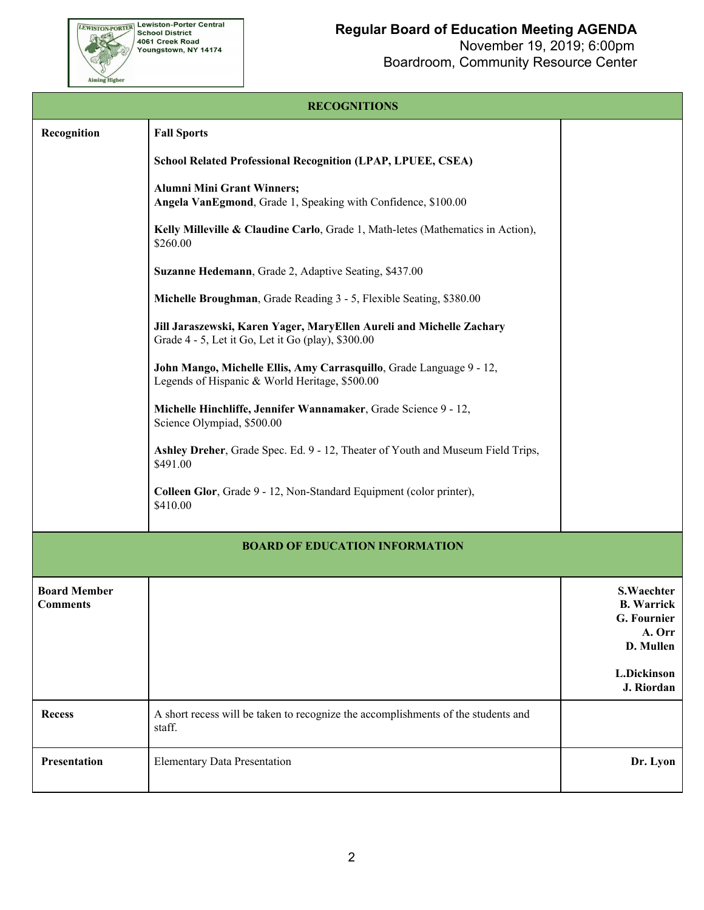# Regular Board of Education Meeting AGENDA

November 19, 2019; 6:00pm
Boardroom, Community Resource Center

Lewiston-Porter Central School District
4061 Creek Road
Youngstown, NY 14174

| RECOGNITIONS | | |
|---|---|---|
| **Recognition** | **Fall Sports**<br><br>**School Related Professional Recognition (LPAP, LPUEE, CSEA)**<br><br>**Alumni Mini Grant Winners;**<br>**Angela VanEgmond**, Grade 1, Speaking with Confidence, \$100.00<br><br>**Kelly Milleville & Claudine Carlo**, Grade 1, Math-letes (Mathematics in Action), \$260.00<br><br>**Suzanne Hedemann**, Grade 2, Adaptive Seating, \$437.00<br><br>**Michelle Broughman**, Grade Reading 3 - 5, Flexible Seating, \$380.00<br><br>**Jill Jaraszewski, Karen Yager, MaryEllen Aureli and Michelle Zachary**<br>Grade 4 - 5, Let it Go, Let it Go (play), \$300.00<br><br>**John Mango, Michelle Ellis, Amy Carrasquillo**, Grade Language 9 - 12, Legends of Hispanic & World Heritage, \$500.00<br><br>**Michelle Hinchliffe, Jennifer Wannamaker**, Grade Science 9 - 12, Science Olympiad, \$500.00<br><br>**Ashley Dreher**, Grade Spec. Ed. 9 - 12, Theater of Youth and Museum Field Trips, \$491.00<br><br>**Colleen Glor**, Grade 9 - 12, Non-Standard Equipment (color printer), \$410.00 | |
| **BOARD OF EDUCATION INFORMATION** | | |
| **Board Member Comments** | | **S.Waechter**<br>**B. Warrick**<br>**G. Fournier**<br>**A. Orr**<br>**D. Mullen**<br><br>**L.Dickinson**<br>**J. Riordan** |
| **Recess** | A short recess will be taken to recognize the accomplishments of the students and staff. | |
| **Presentation** | Elementary Data Presentation | **Dr. Lyon** |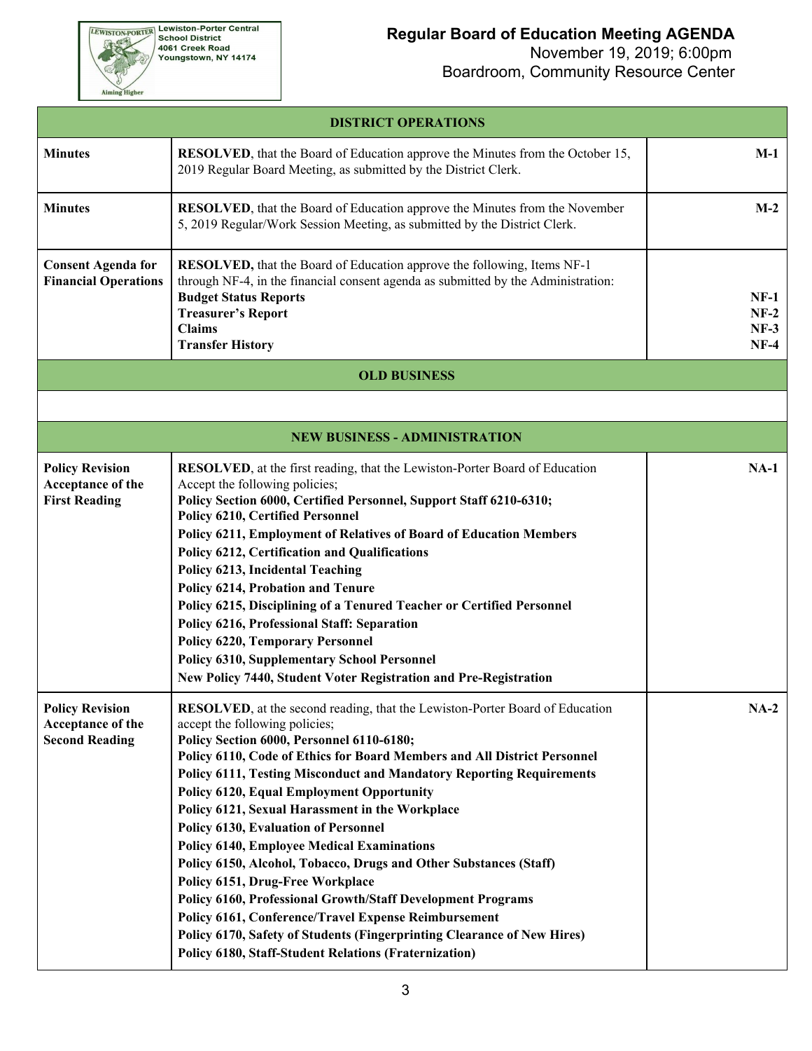Lewiston-Porter Central School District
4061 Creek Road
Youngstown, NY 14174

# Regular Board of Education Meeting AGENDA

November 19, 2019; 6:00pm
Boardroom, Community Resource Center

| DISTRICT OPERATIONS | | |
|---|---|---|
| **Minutes** | **RESOLVED**, that the Board of Education approve the Minutes from the October 15, 2019 Regular Board Meeting, as submitted by the District Clerk. | **M-1** |
| **Minutes** | **RESOLVED**, that the Board of Education approve the Minutes from the November 5, 2019 Regular/Work Session Meeting, as submitted by the District Clerk. | **M-2** |
| **Consent Agenda for Financial Operations** | **RESOLVED,** that the Board of Education approve the following, Items NF-1 through NF-4, in the financial consent agenda as submitted by the Administration:<br>**Budget Status Reports**<br>**Treasurer's Report**<br>**Claims**<br>**Transfer History** | <br><br>**NF-1**<br>**NF-2**<br>**NF-3**<br>**NF-4** |
| **OLD BUSINESS** | | |
| | | |
| **NEW BUSINESS - ADMINISTRATION** | | |
| **Policy Revision Acceptance of the First Reading** | **RESOLVED**, at the first reading, that the Lewiston-Porter Board of Education Accept the following policies;<br>**Policy Section 6000, Certified Personnel, Support Staff 6210-6310;**<br>**Policy 6210, Certified Personnel**<br>**Policy 6211, Employment of Relatives of Board of Education Members**<br>**Policy 6212, Certification and Qualifications**<br>**Policy 6213, Incidental Teaching**<br>**Policy 6214, Probation and Tenure**<br>**Policy 6215, Disciplining of a Tenured Teacher or Certified Personnel**<br>**Policy 6216, Professional Staff: Separation**<br>**Policy 6220, Temporary Personnel**<br>**Policy 6310, Supplementary School Personnel**<br>**New Policy 7440, Student Voter Registration and Pre-Registration** | **NA-1** |
| **Policy Revision Acceptance of the Second Reading** | **RESOLVED**, at the second reading, that the Lewiston-Porter Board of Education accept the following policies;<br>**Policy Section 6000, Personnel 6110-6180;**<br>**Policy 6110, Code of Ethics for Board Members and All District Personnel**<br>**Policy 6111, Testing Misconduct and Mandatory Reporting Requirements**<br>**Policy 6120, Equal Employment Opportunity**<br>**Policy 6121, Sexual Harassment in the Workplace**<br>**Policy 6130, Evaluation of Personnel**<br>**Policy 6140, Employee Medical Examinations**<br>**Policy 6150, Alcohol, Tobacco, Drugs and Other Substances (Staff)**<br>**Policy 6151, Drug-Free Workplace**<br>**Policy 6160, Professional Growth/Staff Development Programs**<br>**Policy 6161, Conference/Travel Expense Reimbursement**<br>**Policy 6170, Safety of Students (Fingerprinting Clearance of New Hires)**<br>**Policy 6180, Staff-Student Relations (Fraternization)** | **NA-2** |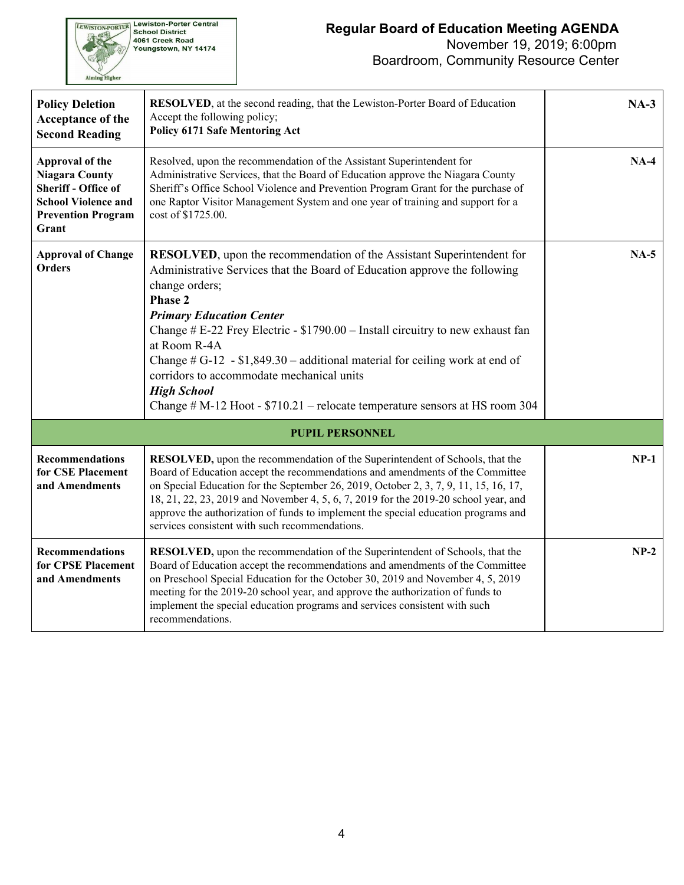| | | |
|---|---|---|
| **Policy Deletion Acceptance of the Second Reading** | **RESOLVED**, at the second reading, that the Lewiston-Porter Board of Education Accept the following policy;<br>**Policy 6171 Safe Mentoring Act** | **NA-3** |
| **Approval of the Niagara County Sheriff - Office of School Violence and Prevention Program Grant** | Resolved, upon the recommendation of the Assistant Superintendent for Administrative Services, that the Board of Education approve the Niagara County Sheriff's Office School Violence and Prevention Program Grant for the purchase of one Raptor Visitor Management System and one year of training and support for a cost of $1725.00. | **NA-4** |
| **Approval of Change Orders** | **RESOLVED**, upon the recommendation of the Assistant Superintendent for Administrative Services that the Board of Education approve the following change orders;<br>**Phase 2**<br>***Primary Education Center***<br>Change # E-22 Frey Electric - $1790.00 – Install circuitry to new exhaust fan at Room R-4A<br>Change # G-12 - $1,849.30 – additional material for ceiling work at end of corridors to accommodate mechanical units<br>***High School***<br>Change # M-12 Hoot - $710.21 – relocate temperature sensors at HS room 304 | **NA-5** |
| | **PUPIL PERSONNEL** | |
| **Recommendations for CSE Placement and Amendments** | **RESOLVED,** upon the recommendation of the Superintendent of Schools, that the Board of Education accept the recommendations and amendments of the Committee on Special Education for the September 26, 2019, October 2, 3, 7, 9, 11, 15, 16, 17, 18, 21, 22, 23, 2019 and November 4, 5, 6, 7, 2019 for the 2019-20 school year, and approve the authorization of funds to implement the special education programs and services consistent with such recommendations. | **NP-1** |
| **Recommendations for CPSE Placement and Amendments** | **RESOLVED,** upon the recommendation of the Superintendent of Schools, that the Board of Education accept the recommendations and amendments of the Committee on Preschool Special Education for the October 30, 2019 and November 4, 5, 2019 meeting for the 2019-20 school year, and approve the authorization of funds to implement the special education programs and services consistent with such recommendations. | **NP-2** |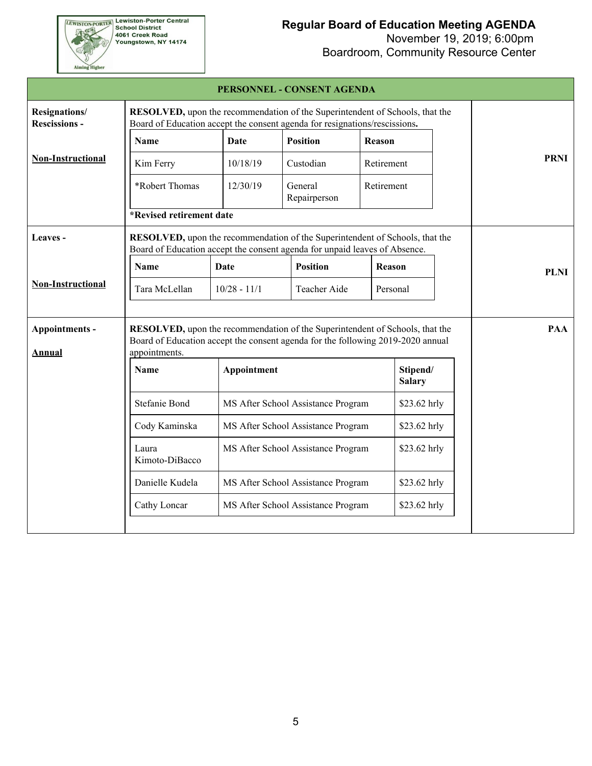**Lewiston-Porter Central School District**
4061 Creek Road
Youngstown, NY 14174

Aiming Higher

# Regular Board of Education Meeting AGENDA

November 19, 2019; 6:00pm
Boardroom, Community Resource Center

## PERSONNEL - CONSENT AGENDA

**Resignations/ Rescissions -**

**Non-Instructional**

**PRNI**

**RESOLVED,** upon the recommendation of the Superintendent of Schools, that the Board of Education accept the consent agenda for resignations/rescissions**.**

| Name | Date | Position | Reason |
|---|---|---|---|
| Kim Ferry | 10/18/19 | Custodian | Retirement |
| *Robert Thomas | 12/30/19 | General Repairperson | Retirement |

**\*Revised retirement date**

**Leaves -**

**Non-Instructional**

**PLNI**

**RESOLVED,** upon the recommendation of the Superintendent of Schools, that the Board of Education accept the consent agenda for unpaid leaves of Absence.

| Name | Date | Position | Reason |
|---|---|---|---|
| Tara McLellan | 10/28 - 11/1 | Teacher Aide | Personal |

**Appointments -**

**Annual**

**PAA**

**RESOLVED,** upon the recommendation of the Superintendent of Schools, that the Board of Education accept the consent agenda for the following 2019-2020 annual appointments.

| Name | Appointment | Stipend/ Salary |
|---|---|---|
| Stefanie Bond | MS After School Assistance Program | $23.62 hrly |
| Cody Kaminska | MS After School Assistance Program | $23.62 hrly |
| Laura Kimoto-DiBacco | MS After School Assistance Program | $23.62 hrly |
| Danielle Kudela | MS After School Assistance Program | $23.62 hrly |
| Cathy Loncar | MS After School Assistance Program | $23.62 hrly |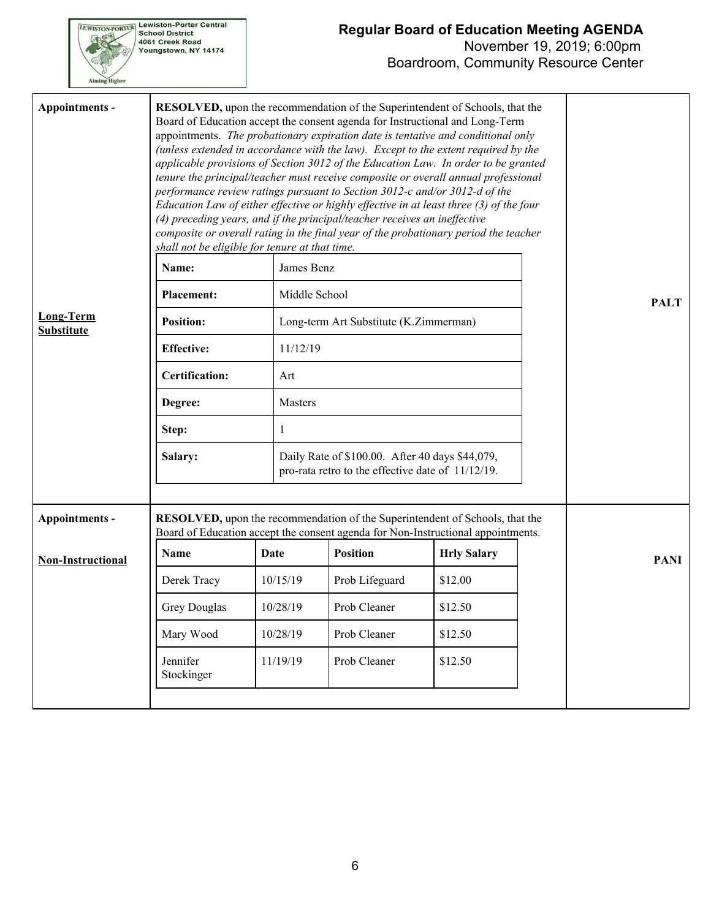| | | |
|---|---|---|
| **Appointments -** <br><br> **Long-Term Substitute** | **RESOLVED,** upon the recommendation of the Superintendent of Schools, that the Board of Education accept the consent agenda for Instructional and Long-Term appointments. *The probationary expiration date is tentative and conditional only (unless extended in accordance with the law). Except to the extent required by the applicable provisions of Section 3012 of the Education Law. In order to be granted tenure the principal/teacher must receive composite or overall annual professional performance review ratings pursuant to Section 3012-c and/or 3012-d of the Education Law of either effective or highly effective in at least three (3) of the four (4) preceding years, and if the principal/teacher receives an ineffective composite or overall rating in the final year of the probationary period the teacher shall not be eligible for tenure at that time.* | **PALT** |

| | |
|---|---|
| **Name:** | James Benz |
| **Placement:** | Middle School |
| **Position:** | Long-term Art Substitute (K.Zimmerman) |
| **Effective:** | 11/12/19 |
| **Certification:** | Art |
| **Degree:** | Masters |
| **Step:** | 1 |
| **Salary:** | Daily Rate of $100.00. After 40 days $44,079, pro-rata retro to the effective date of 11/12/19. |

| | | |
|---|---|---|
| **Appointments -** <br><br> **Non-Instructional** | **RESOLVED,** upon the recommendation of the Superintendent of Schools, that the Board of Education accept the consent agenda for Non-Instructional appointments. | **PANI** |

| Name | Date | Position | Hrly Salary |
|---|---|---|---|
| Derek Tracy | 10/15/19 | Prob Lifeguard | $12.00 |
| Grey Douglas | 10/28/19 | Prob Cleaner | $12.50 |
| Mary Wood | 10/28/19 | Prob Cleaner | $12.50 |
| Jennifer Stockinger | 11/19/19 | Prob Cleaner | $12.50 |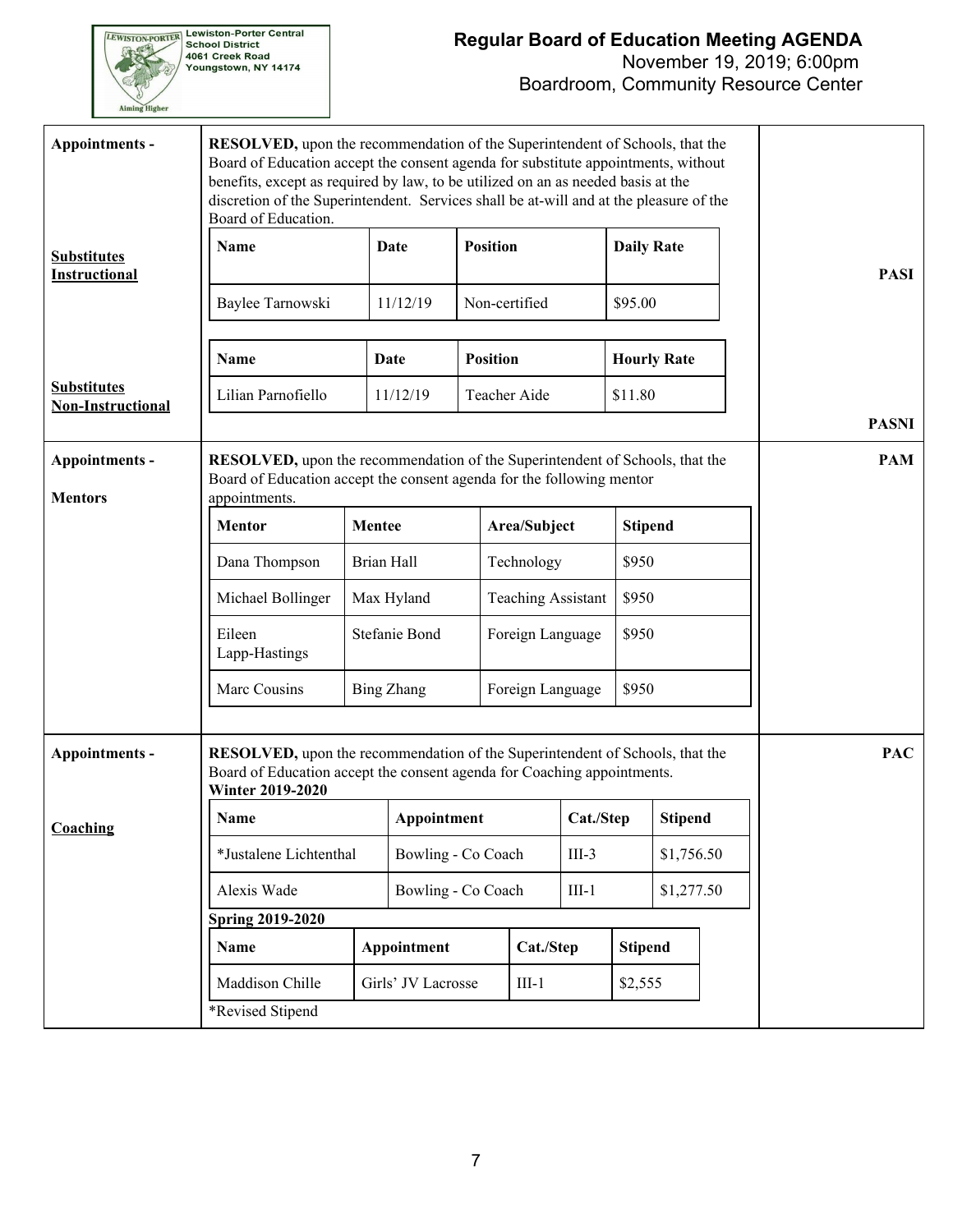**Regular Board of Education Meeting AGENDA**
November 19, 2019; 6:00pm
Boardroom, Community Resource Center

Lewiston-Porter Central School District
4061 Creek Road
Youngstown, NY 14174

---

**Appointments -**

**RESOLVED,** upon the recommendation of the Superintendent of Schools, that the Board of Education accept the consent agenda for substitute appointments, without benefits, except as required by law, to be utilized on an as needed basis at the discretion of the Superintendent. Services shall be at-will and at the pleasure of the Board of Education.

__Substitutes Instructional__ — **PASI**

| Name | Date | Position | Daily Rate |
|---|---|---|---|
| Baylee Tarnowski | 11/12/19 | Non-certified | $95.00 |

__Substitutes Non-Instructional__ — **PASNI**

| Name | Date | Position | Hourly Rate |
|---|---|---|---|
| Lilian Parnofiello | 11/12/19 | Teacher Aide | $11.80 |

---

**Appointments -**

**Mentors** — **PAM**

**RESOLVED,** upon the recommendation of the Superintendent of Schools, that the Board of Education accept the consent agenda for the following mentor appointments.

| Mentor | Mentee | Area/Subject | Stipend |
|---|---|---|---|
| Dana Thompson | Brian Hall | Technology | $950 |
| Michael Bollinger | Max Hyland | Teaching Assistant | $950 |
| Eileen Lapp-Hastings | Stefanie Bond | Foreign Language | $950 |
| Marc Cousins | Bing Zhang | Foreign Language | $950 |

---

**Appointments -**

__Coaching__ — **PAC**

**RESOLVED,** upon the recommendation of the Superintendent of Schools, that the Board of Education accept the consent agenda for Coaching appointments.

**Winter 2019-2020**

| Name | Appointment | Cat./Step | Stipend |
|---|---|---|---|
| *Justalene Lichtenthal | Bowling - Co Coach | III-3 | $1,756.50 |
| Alexis Wade | Bowling - Co Coach | III-1 | $1,277.50 |

**Spring 2019-2020**

| Name | Appointment | Cat./Step | Stipend |
|---|---|---|---|
| Maddison Chille | Girls' JV Lacrosse | III-1 | $2,555 |

*Revised Stipend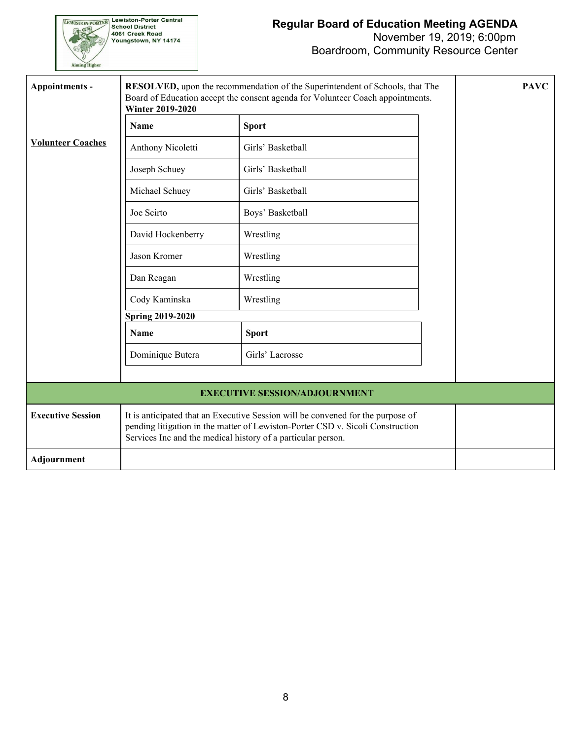**Lewiston-Porter Central School District**
4061 Creek Road
Youngstown, NY 14174

## Regular Board of Education Meeting AGENDA

November 19, 2019; 6:00pm
Boardroom, Community Resource Center

**Appointments -**

**Volunteer Coaches**

**RESOLVED,** upon the recommendation of the Superintendent of Schools, that The Board of Education accept the consent agenda for Volunteer Coach appointments.

**PAVC**

**Winter 2019-2020**

| Name | Sport |
|---|---|
| Anthony Nicoletti | Girls' Basketball |
| Joseph Schuey | Girls' Basketball |
| Michael Schuey | Girls' Basketball |
| Joe Scirto | Boys' Basketball |
| David Hockenberry | Wrestling |
| Jason Kromer | Wrestling |
| Dan Reagan | Wrestling |
| Cody Kaminska | Wrestling |

**Spring 2019-2020**

| Name | Sport |
|---|---|
| Dominique Butera | Girls' Lacrosse |

### EXECUTIVE SESSION/ADJOURNMENT

**Executive Session**

It is anticipated that an Executive Session will be convened for the purpose of pending litigation in the matter of Lewiston-Porter CSD v. Sicoli Construction Services Inc and the medical history of a particular person.

**Adjournment**